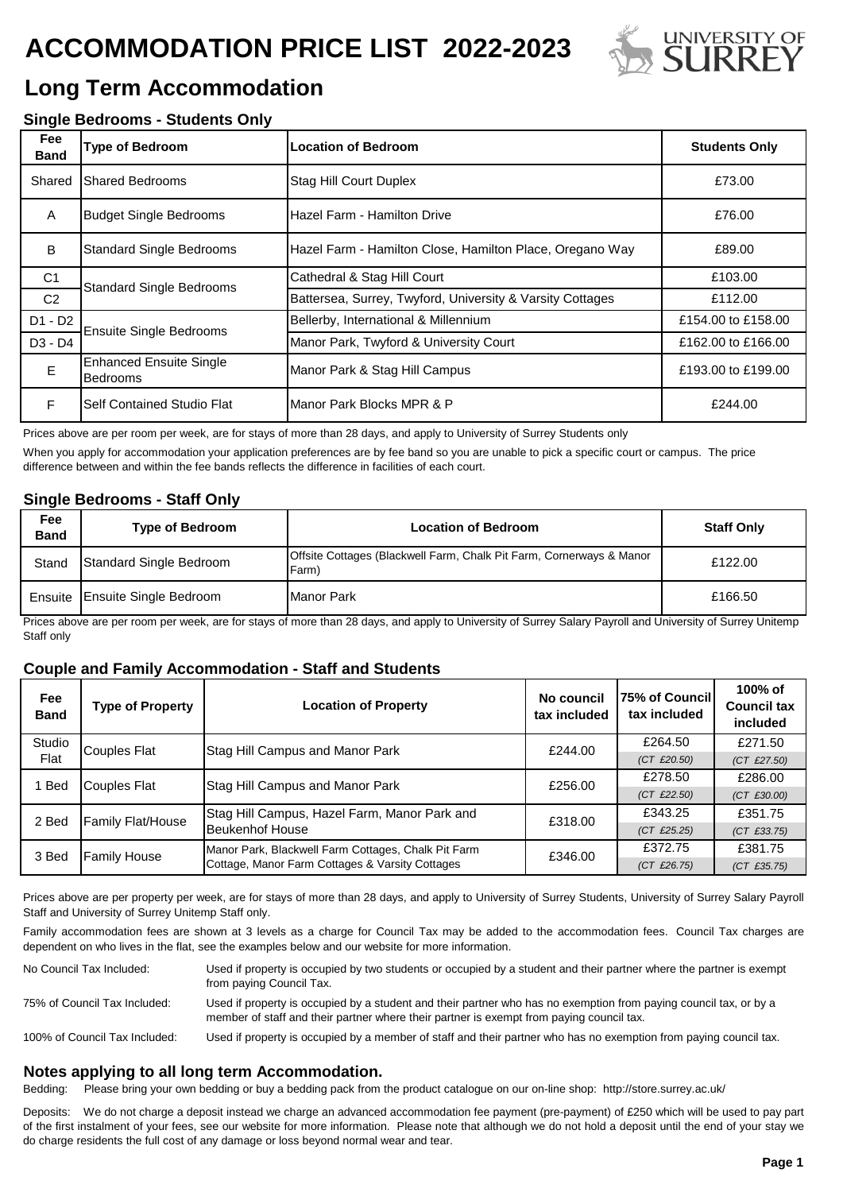# ACCOMMODATION PRICE LIST 2022-2023

## Long Term Accommodation

### Single Bedrooms - Students Only

| Fee Band | Type of Bedroom | Location of Bedroom | Students Only |
|---|---|---|---|
| Shared | Shared Bedrooms | Stag Hill Court Duplex | £73.00 |
| A | Budget Single Bedrooms | Hazel Farm - Hamilton Drive | £76.00 |
| B | Standard Single Bedrooms | Hazel Farm - Hamilton Close, Hamilton Place, Oregano Way | £89.00 |
| C1 | Standard Single Bedrooms | Cathedral & Stag Hill Court | £103.00 |
| C2 | | Battersea, Surrey, Twyford, University & Varsity Cottages | £112.00 |
| D1 - D2 | Ensuite Single Bedrooms | Bellerby, International & Millennium | £154.00 to £158.00 |
| D3 - D4 | | Manor Park, Twyford & University Court | £162.00 to £166.00 |
| E | Enhanced Ensuite Single Bedrooms | Manor Park & Stag Hill Campus | £193.00 to £199.00 |
| F | Self Contained Studio Flat | Manor Park Blocks MPR & P | £244.00 |

Prices above are per room per week, are for stays of more than 28 days, and apply to University of Surrey Students only

When you apply for accommodation your application preferences are by fee band so you are unable to pick a specific court or campus. The price difference between and within the fee bands reflects the difference in facilities of each court.

### Single Bedrooms - Staff Only

| Fee Band | Type of Bedroom | Location of Bedroom | Staff Only |
|---|---|---|---|
| Stand | Standard Single Bedroom | Offsite Cottages (Blackwell Farm, Chalk Pit Farm, Cornerways & Manor Farm) | £122.00 |
| Ensuite | Ensuite Single Bedroom | Manor Park | £166.50 |

Prices above are per room per week, are for stays of more than 28 days, and apply to University of Surrey Salary Payroll and University of Surrey Unitemp Staff only

### Couple and Family Accommodation - Staff and Students

| Fee Band | Type of Property | Location of Property | No council tax included | 75% of Council tax included | 100% of Council tax included |
|---|---|---|---|---|---|
| Studio Flat | Couples Flat | Stag Hill Campus and Manor Park | £244.00 | £264.50 (CT £20.50) | £271.50 (CT £27.50) |
| 1 Bed | Couples Flat | Stag Hill Campus and Manor Park | £256.00 | £278.50 (CT £22.50) | £286.00 (CT £30.00) |
| 2 Bed | Family Flat/House | Stag Hill Campus, Hazel Farm, Manor Park and Beukenhof House | £318.00 | £343.25 (CT £25.25) | £351.75 (CT £33.75) |
| 3 Bed | Family House | Manor Park, Blackwell Farm Cottages, Chalk Pit Farm Cottage, Manor Farm Cottages & Varsity Cottages | £346.00 | £372.75 (CT £26.75) | £381.75 (CT £35.75) |

Prices above are per property per week, are for stays of more than 28 days, and apply to University of Surrey Students, University of Surrey Salary Payroll Staff and University of Surrey Unitemp Staff only.

Family accommodation fees are shown at 3 levels as a charge for Council Tax may be added to the accommodation fees. Council Tax charges are dependent on who lives in the flat, see the examples below and our website for more information.

No Council Tax Included: Used if property is occupied by two students or occupied by a student and their partner where the partner is exempt from paying Council Tax.

75% of Council Tax Included: Used if property is occupied by a student and their partner who has no exemption from paying council tax, or by a member of staff and their partner where their partner is exempt from paying council tax.

100% of Council Tax Included: Used if property is occupied by a member of staff and their partner who has no exemption from paying council tax.

### Notes applying to all long term Accommodation.

Bedding: Please bring your own bedding or buy a bedding pack from the product catalogue on our on-line shop: http://store.surrey.ac.uk/

Deposits: We do not charge a deposit instead we charge an advanced accommodation fee payment (pre-payment) of £250 which will be used to pay part of the first instalment of your fees, see our website for more information. Please note that although we do not hold a deposit until the end of your stay we do charge residents the full cost of any damage or loss beyond normal wear and tear.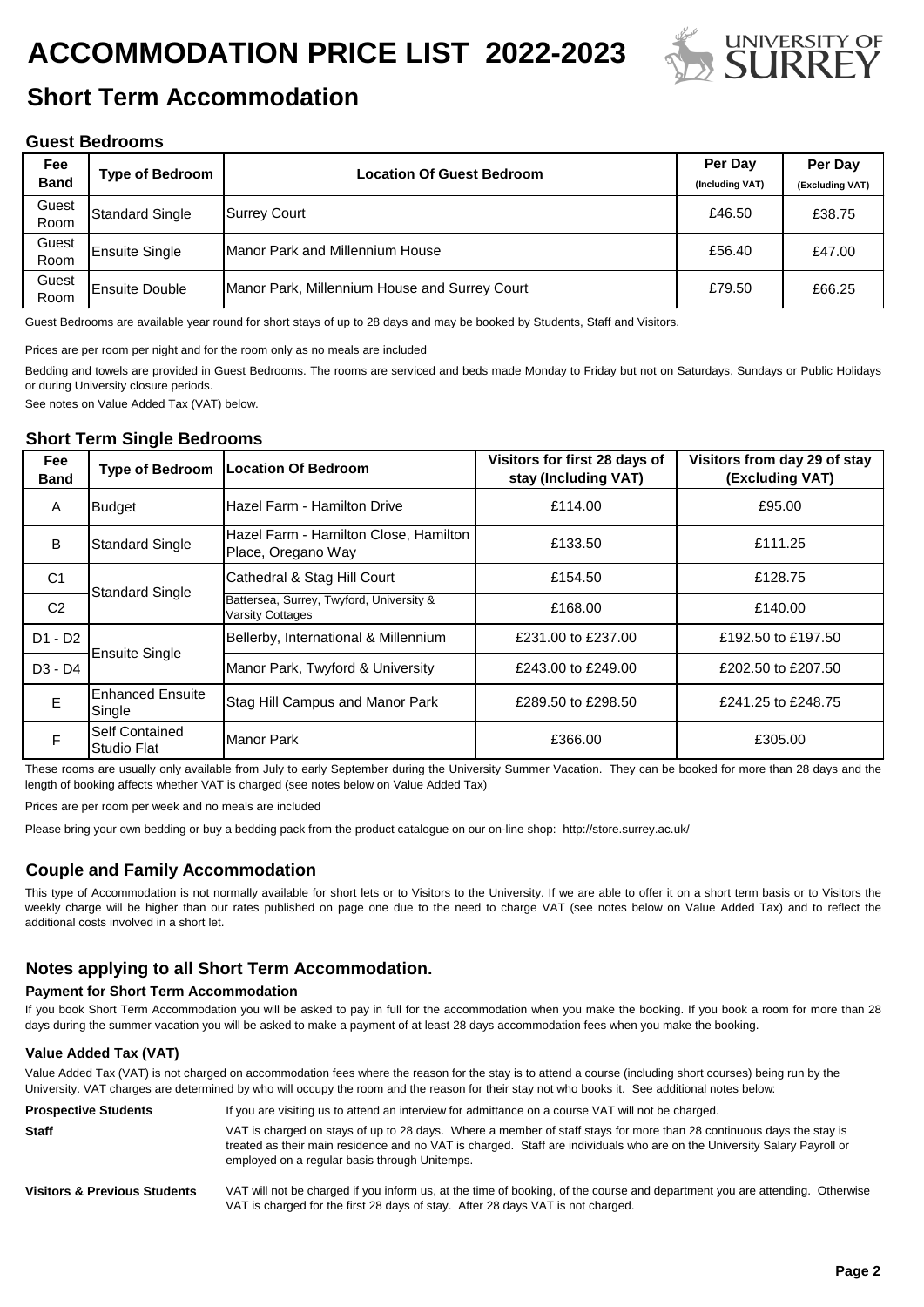# ACCOMMODATION PRICE LIST 2022-2023

## Short Term Accommodation

### Guest Bedrooms

| Fee Band | Type of Bedroom | Location Of Guest Bedroom | Per Day (Including VAT) | Per Day (Excluding VAT) |
|---|---|---|---|---|
| Guest Room | Standard Single | Surrey Court | £46.50 | £38.75 |
| Guest Room | Ensuite Single | Manor Park and Millennium House | £56.40 | £47.00 |
| Guest Room | Ensuite Double | Manor Park, Millennium House and Surrey Court | £79.50 | £66.25 |

Guest Bedrooms are available year round for short stays of up to 28 days and may be booked by Students, Staff and Visitors.

Prices are per room per night and for the room only as no meals are included

Bedding and towels are provided in Guest Bedrooms. The rooms are serviced and beds made Monday to Friday but not on Saturdays, Sundays or Public Holidays or during University closure periods.

See notes on Value Added Tax (VAT) below.

### Short Term Single Bedrooms

| Fee Band | Type of Bedroom | Location Of Bedroom | Visitors for first 28 days of stay (Including VAT) | Visitors from day 29 of stay (Excluding VAT) |
|---|---|---|---|---|
| A | Budget | Hazel Farm - Hamilton Drive | £114.00 | £95.00 |
| B | Standard Single | Hazel Farm - Hamilton Close, Hamilton Place, Oregano Way | £133.50 | £111.25 |
| C1 | Standard Single | Cathedral & Stag Hill Court | £154.50 | £128.75 |
| C2 | | Battersea, Surrey, Twyford, University & Varsity Cottages | £168.00 | £140.00 |
| D1 - D2 | Ensuite Single | Bellerby, International & Millennium | £231.00 to £237.00 | £192.50 to £197.50 |
| D3 - D4 | | Manor Park, Twyford & University | £243.00 to £249.00 | £202.50 to £207.50 |
| E | Enhanced Ensuite Single | Stag Hill Campus and Manor Park | £289.50 to £298.50 | £241.25 to £248.75 |
| F | Self Contained Studio Flat | Manor Park | £366.00 | £305.00 |

These rooms are usually only available from July to early September during the University Summer Vacation. They can be booked for more than 28 days and the length of booking affects whether VAT is charged (see notes below on Value Added Tax)

Prices are per room per week and no meals are included

Please bring your own bedding or buy a bedding pack from the product catalogue on our on-line shop: http://store.surrey.ac.uk/

## Couple and Family Accommodation

This type of Accommodation is not normally available for short lets or to Visitors to the University. If we are able to offer it on a short term basis or to Visitors the weekly charge will be higher than our rates published on page one due to the need to charge VAT (see notes below on Value Added Tax) and to reflect the additional costs involved in a short let.

## Notes applying to all Short Term Accommodation.

### Payment for Short Term Accommodation

If you book Short Term Accommodation you will be asked to pay in full for the accommodation when you make the booking. If you book a room for more than 28 days during the summer vacation you will be asked to make a payment of at least 28 days accommodation fees when you make the booking.

### Value Added Tax (VAT)

Value Added Tax (VAT) is not charged on accommodation fees where the reason for the stay is to attend a course (including short courses) being run by the University. VAT charges are determined by who will occupy the room and the reason for their stay not who books it. See additional notes below:

**Prospective Students** If you are visiting us to attend an interview for admittance on a course VAT will not be charged.

**Staff** VAT is charged on stays of up to 28 days. Where a member of staff stays for more than 28 continuous days the stay is treated as their main residence and no VAT is charged. Staff are individuals who are on the University Salary Payroll or employed on a regular basis through Unitemps.

**Visitors & Previous Students** VAT will not be charged if you inform us, at the time of booking, of the course and department you are attending. Otherwise VAT is charged for the first 28 days of stay. After 28 days VAT is not charged.